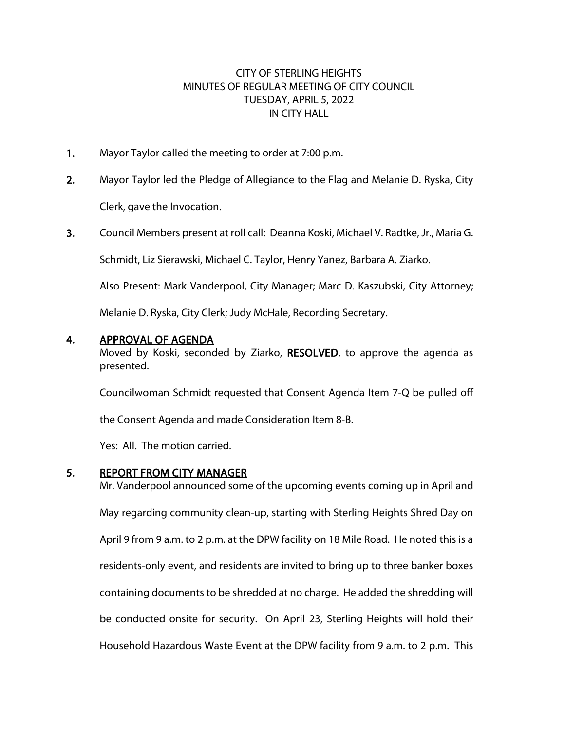CITY OF STERLING HEIGHTS
MINUTES OF REGULAR MEETING OF CITY COUNCIL
TUESDAY, APRIL 5, 2022
IN CITY HALL

1. Mayor Taylor called the meeting to order at 7:00 p.m.

2. Mayor Taylor led the Pledge of Allegiance to the Flag and Melanie D. Ryska, City Clerk, gave the Invocation.

3. Council Members present at roll call: Deanna Koski, Michael V. Radtke, Jr., Maria G. Schmidt, Liz Sierawski, Michael C. Taylor, Henry Yanez, Barbara A. Ziarko.

   Also Present: Mark Vanderpool, City Manager; Marc D. Kaszubski, City Attorney; Melanie D. Ryska, City Clerk; Judy McHale, Recording Secretary.

4. **APPROVAL OF AGENDA**

   Moved by Koski, seconded by Ziarko, **RESOLVED**, to approve the agenda as presented.

   Councilwoman Schmidt requested that Consent Agenda Item 7-Q be pulled off the Consent Agenda and made Consideration Item 8-B.

   Yes: All. The motion carried.

5. **REPORT FROM CITY MANAGER**

   Mr. Vanderpool announced some of the upcoming events coming up in April and May regarding community clean-up, starting with Sterling Heights Shred Day on April 9 from 9 a.m. to 2 p.m. at the DPW facility on 18 Mile Road. He noted this is a residents-only event, and residents are invited to bring up to three banker boxes containing documents to be shredded at no charge. He added the shredding will be conducted onsite for security. On April 23, Sterling Heights will hold their Household Hazardous Waste Event at the DPW facility from 9 a.m. to 2 p.m. This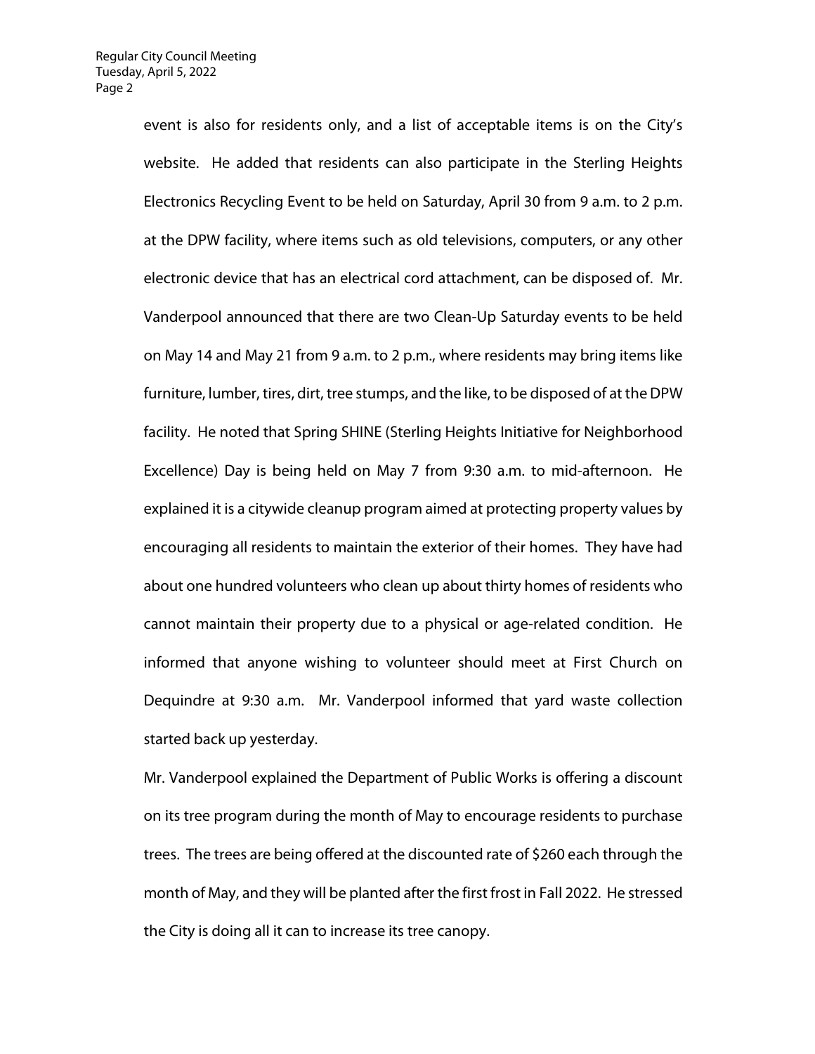event is also for residents only, and a list of acceptable items is on the City's website. He added that residents can also participate in the Sterling Heights Electronics Recycling Event to be held on Saturday, April 30 from 9 a.m. to 2 p.m. at the DPW facility, where items such as old televisions, computers, or any other electronic device that has an electrical cord attachment, can be disposed of. Mr. Vanderpool announced that there are two Clean-Up Saturday events to be held on May 14 and May 21 from 9 a.m. to 2 p.m., where residents may bring items like furniture, lumber, tires, dirt, tree stumps, and the like, to be disposed of at the DPW facility. He noted that Spring SHINE (Sterling Heights Initiative for Neighborhood Excellence) Day is being held on May 7 from 9:30 a.m. to mid-afternoon. He explained it is a citywide cleanup program aimed at protecting property values by encouraging all residents to maintain the exterior of their homes. They have had about one hundred volunteers who clean up about thirty homes of residents who cannot maintain their property due to a physical or age-related condition. He informed that anyone wishing to volunteer should meet at First Church on Dequindre at 9:30 a.m. Mr. Vanderpool informed that yard waste collection started back up yesterday.

Mr. Vanderpool explained the Department of Public Works is offering a discount on its tree program during the month of May to encourage residents to purchase trees. The trees are being offered at the discounted rate of $260 each through the month of May, and they will be planted after the first frost in Fall 2022. He stressed the City is doing all it can to increase its tree canopy.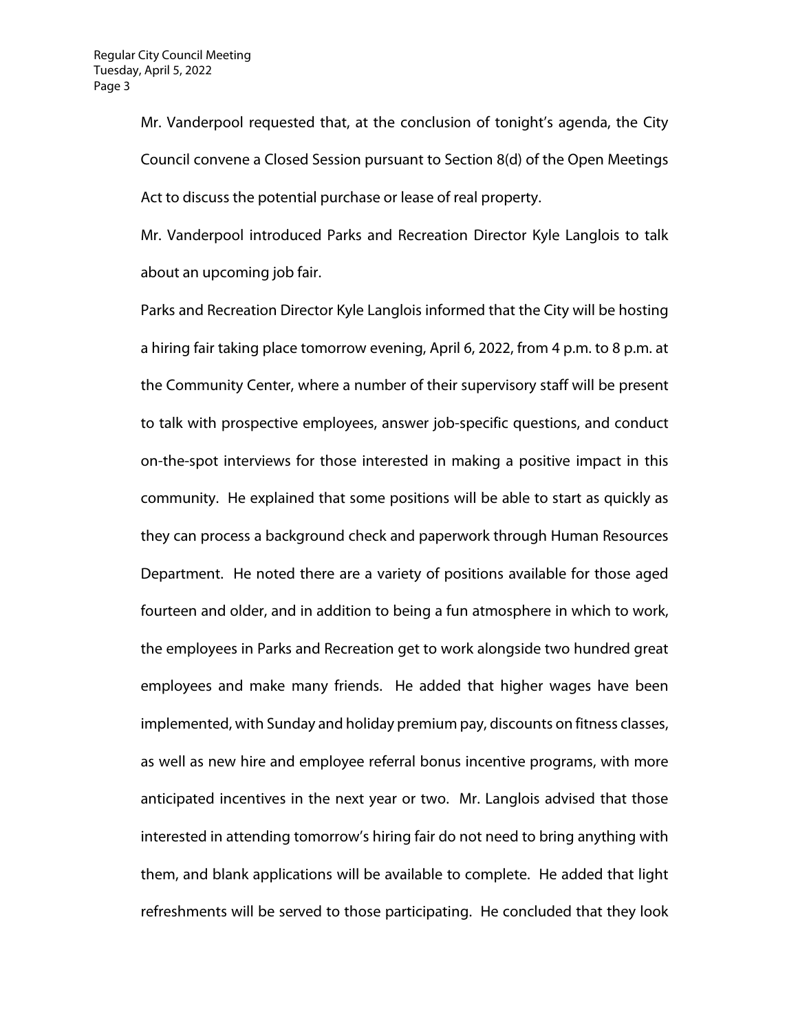Mr. Vanderpool requested that, at the conclusion of tonight's agenda, the City Council convene a Closed Session pursuant to Section 8(d) of the Open Meetings Act to discuss the potential purchase or lease of real property.

Mr. Vanderpool introduced Parks and Recreation Director Kyle Langlois to talk about an upcoming job fair.

Parks and Recreation Director Kyle Langlois informed that the City will be hosting a hiring fair taking place tomorrow evening, April 6, 2022, from 4 p.m. to 8 p.m. at the Community Center, where a number of their supervisory staff will be present to talk with prospective employees, answer job-specific questions, and conduct on-the-spot interviews for those interested in making a positive impact in this community. He explained that some positions will be able to start as quickly as they can process a background check and paperwork through Human Resources Department. He noted there are a variety of positions available for those aged fourteen and older, and in addition to being a fun atmosphere in which to work, the employees in Parks and Recreation get to work alongside two hundred great employees and make many friends. He added that higher wages have been implemented, with Sunday and holiday premium pay, discounts on fitness classes, as well as new hire and employee referral bonus incentive programs, with more anticipated incentives in the next year or two. Mr. Langlois advised that those interested in attending tomorrow's hiring fair do not need to bring anything with them, and blank applications will be available to complete. He added that light refreshments will be served to those participating. He concluded that they look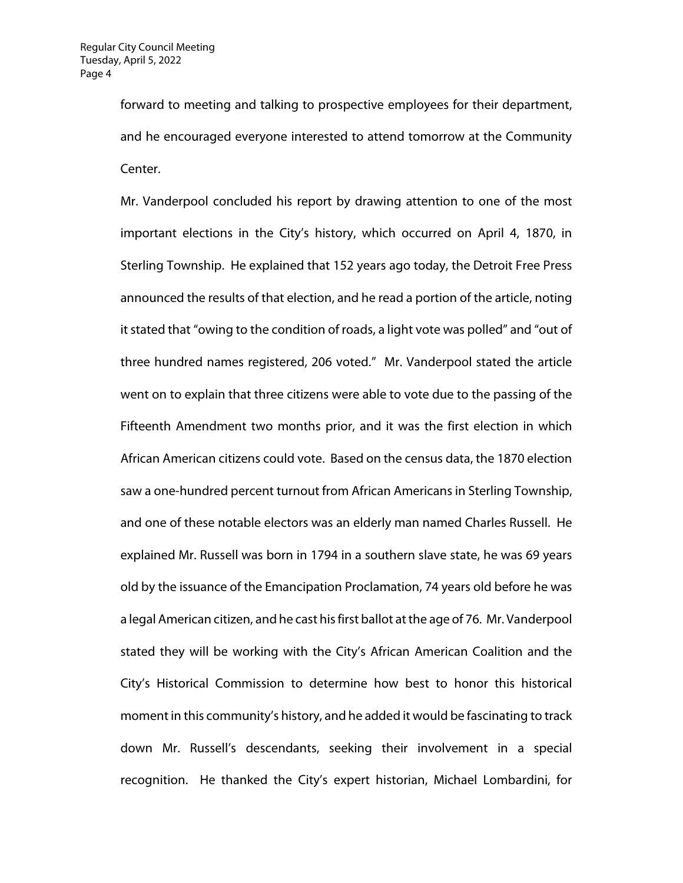forward to meeting and talking to prospective employees for their department, and he encouraged everyone interested to attend tomorrow at the Community Center.

Mr. Vanderpool concluded his report by drawing attention to one of the most important elections in the City's history, which occurred on April 4, 1870, in Sterling Township. He explained that 152 years ago today, the Detroit Free Press announced the results of that election, and he read a portion of the article, noting it stated that "owing to the condition of roads, a light vote was polled" and "out of three hundred names registered, 206 voted." Mr. Vanderpool stated the article went on to explain that three citizens were able to vote due to the passing of the Fifteenth Amendment two months prior, and it was the first election in which African American citizens could vote. Based on the census data, the 1870 election saw a one-hundred percent turnout from African Americans in Sterling Township, and one of these notable electors was an elderly man named Charles Russell. He explained Mr. Russell was born in 1794 in a southern slave state, he was 69 years old by the issuance of the Emancipation Proclamation, 74 years old before he was a legal American citizen, and he cast his first ballot at the age of 76. Mr. Vanderpool stated they will be working with the City's African American Coalition and the City's Historical Commission to determine how best to honor this historical moment in this community's history, and he added it would be fascinating to track down Mr. Russell's descendants, seeking their involvement in a special recognition. He thanked the City's expert historian, Michael Lombardini, for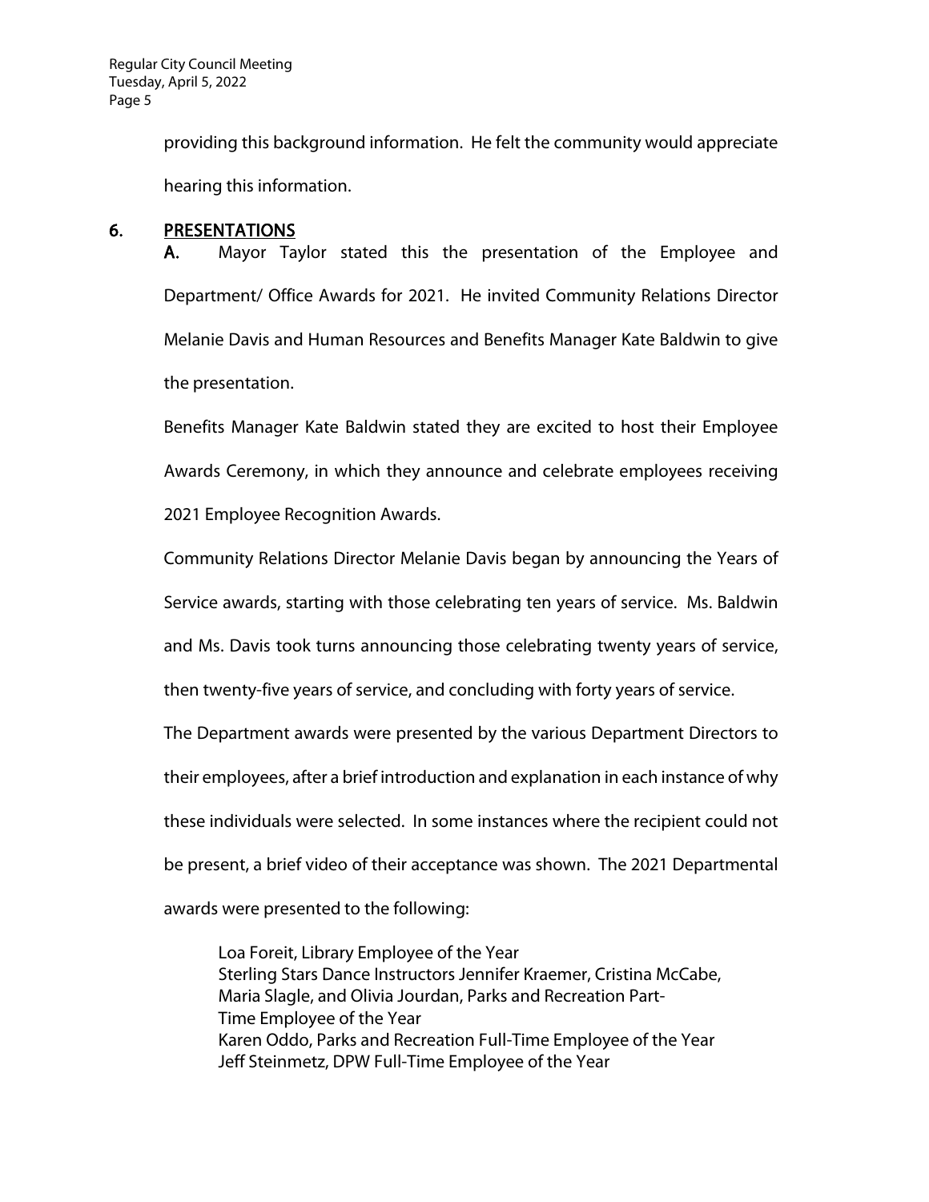providing this background information. He felt the community would appreciate hearing this information.

## 6. PRESENTATIONS

**A.** Mayor Taylor stated this the presentation of the Employee and Department/ Office Awards for 2021. He invited Community Relations Director Melanie Davis and Human Resources and Benefits Manager Kate Baldwin to give the presentation.

Benefits Manager Kate Baldwin stated they are excited to host their Employee Awards Ceremony, in which they announce and celebrate employees receiving 2021 Employee Recognition Awards.

Community Relations Director Melanie Davis began by announcing the Years of Service awards, starting with those celebrating ten years of service. Ms. Baldwin and Ms. Davis took turns announcing those celebrating twenty years of service, then twenty-five years of service, and concluding with forty years of service.

The Department awards were presented by the various Department Directors to their employees, after a brief introduction and explanation in each instance of why these individuals were selected. In some instances where the recipient could not be present, a brief video of their acceptance was shown. The 2021 Departmental awards were presented to the following:

> Loa Foreit, Library Employee of the Year
> Sterling Stars Dance Instructors Jennifer Kraemer, Cristina McCabe, Maria Slagle, and Olivia Jourdan, Parks and Recreation Part-Time Employee of the Year
> Karen Oddo, Parks and Recreation Full-Time Employee of the Year
> Jeff Steinmetz, DPW Full-Time Employee of the Year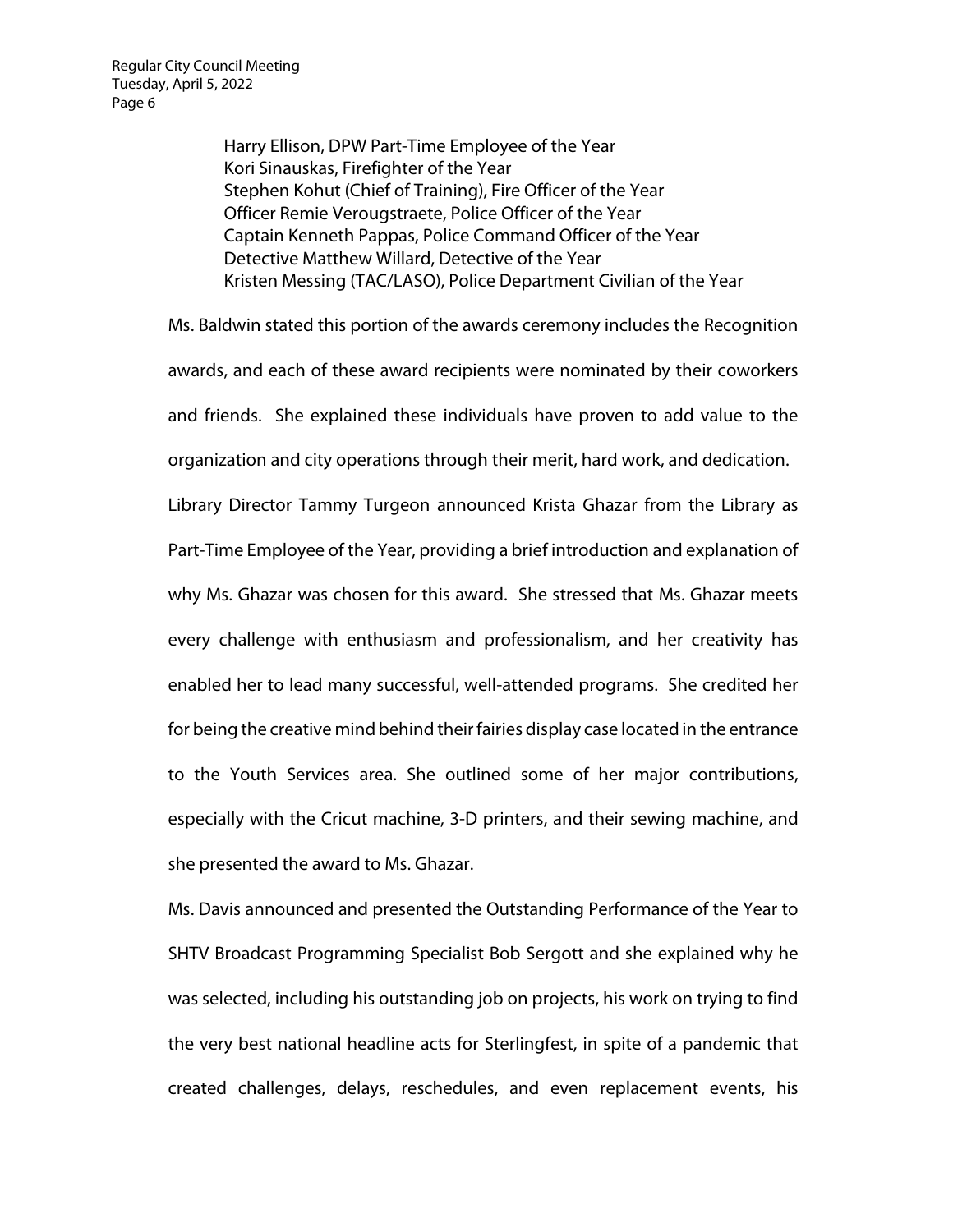Harry Ellison, DPW Part-Time Employee of the Year
Kori Sinauskas, Firefighter of the Year
Stephen Kohut (Chief of Training), Fire Officer of the Year
Officer Remie Verougstraete, Police Officer of the Year
Captain Kenneth Pappas, Police Command Officer of the Year
Detective Matthew Willard, Detective of the Year
Kristen Messing (TAC/LASO), Police Department Civilian of the Year

Ms. Baldwin stated this portion of the awards ceremony includes the Recognition awards, and each of these award recipients were nominated by their coworkers and friends. She explained these individuals have proven to add value to the organization and city operations through their merit, hard work, and dedication.

Library Director Tammy Turgeon announced Krista Ghazar from the Library as Part-Time Employee of the Year, providing a brief introduction and explanation of why Ms. Ghazar was chosen for this award. She stressed that Ms. Ghazar meets every challenge with enthusiasm and professionalism, and her creativity has enabled her to lead many successful, well-attended programs. She credited her for being the creative mind behind their fairies display case located in the entrance to the Youth Services area. She outlined some of her major contributions, especially with the Cricut machine, 3-D printers, and their sewing machine, and she presented the award to Ms. Ghazar.

Ms. Davis announced and presented the Outstanding Performance of the Year to SHTV Broadcast Programming Specialist Bob Sergott and she explained why he was selected, including his outstanding job on projects, his work on trying to find the very best national headline acts for Sterlingfest, in spite of a pandemic that created challenges, delays, reschedules, and even replacement events, his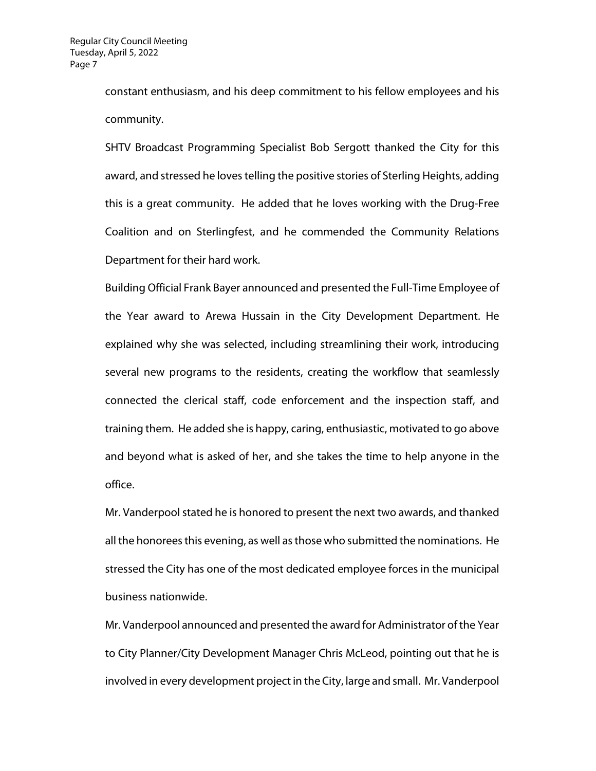constant enthusiasm, and his deep commitment to his fellow employees and his community.

SHTV Broadcast Programming Specialist Bob Sergott thanked the City for this award, and stressed he loves telling the positive stories of Sterling Heights, adding this is a great community. He added that he loves working with the Drug-Free Coalition and on Sterlingfest, and he commended the Community Relations Department for their hard work.

Building Official Frank Bayer announced and presented the Full-Time Employee of the Year award to Arewa Hussain in the City Development Department. He explained why she was selected, including streamlining their work, introducing several new programs to the residents, creating the workflow that seamlessly connected the clerical staff, code enforcement and the inspection staff, and training them. He added she is happy, caring, enthusiastic, motivated to go above and beyond what is asked of her, and she takes the time to help anyone in the office.

Mr. Vanderpool stated he is honored to present the next two awards, and thanked all the honorees this evening, as well as those who submitted the nominations. He stressed the City has one of the most dedicated employee forces in the municipal business nationwide.

Mr. Vanderpool announced and presented the award for Administrator of the Year to City Planner/City Development Manager Chris McLeod, pointing out that he is involved in every development project in the City, large and small. Mr. Vanderpool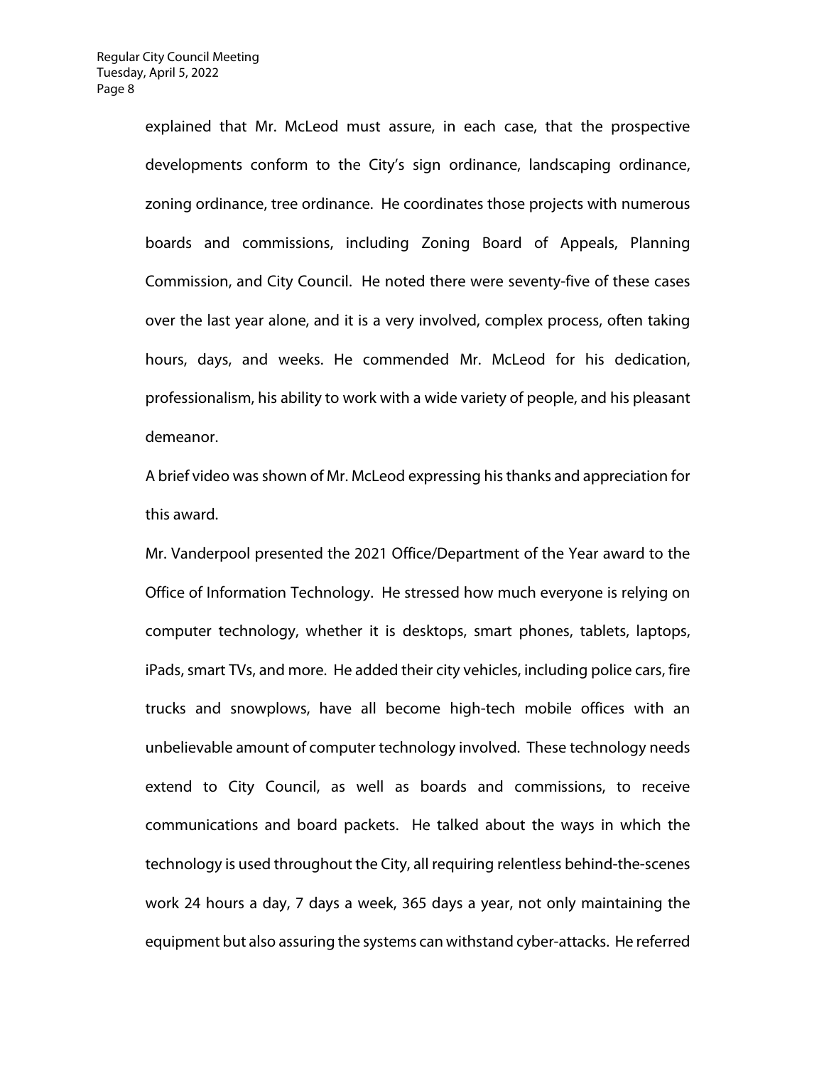explained that Mr. McLeod must assure, in each case, that the prospective developments conform to the City's sign ordinance, landscaping ordinance, zoning ordinance, tree ordinance. He coordinates those projects with numerous boards and commissions, including Zoning Board of Appeals, Planning Commission, and City Council. He noted there were seventy-five of these cases over the last year alone, and it is a very involved, complex process, often taking hours, days, and weeks. He commended Mr. McLeod for his dedication, professionalism, his ability to work with a wide variety of people, and his pleasant demeanor.

A brief video was shown of Mr. McLeod expressing his thanks and appreciation for this award.

Mr. Vanderpool presented the 2021 Office/Department of the Year award to the Office of Information Technology. He stressed how much everyone is relying on computer technology, whether it is desktops, smart phones, tablets, laptops, iPads, smart TVs, and more. He added their city vehicles, including police cars, fire trucks and snowplows, have all become high-tech mobile offices with an unbelievable amount of computer technology involved. These technology needs extend to City Council, as well as boards and commissions, to receive communications and board packets. He talked about the ways in which the technology is used throughout the City, all requiring relentless behind-the-scenes work 24 hours a day, 7 days a week, 365 days a year, not only maintaining the equipment but also assuring the systems can withstand cyber-attacks. He referred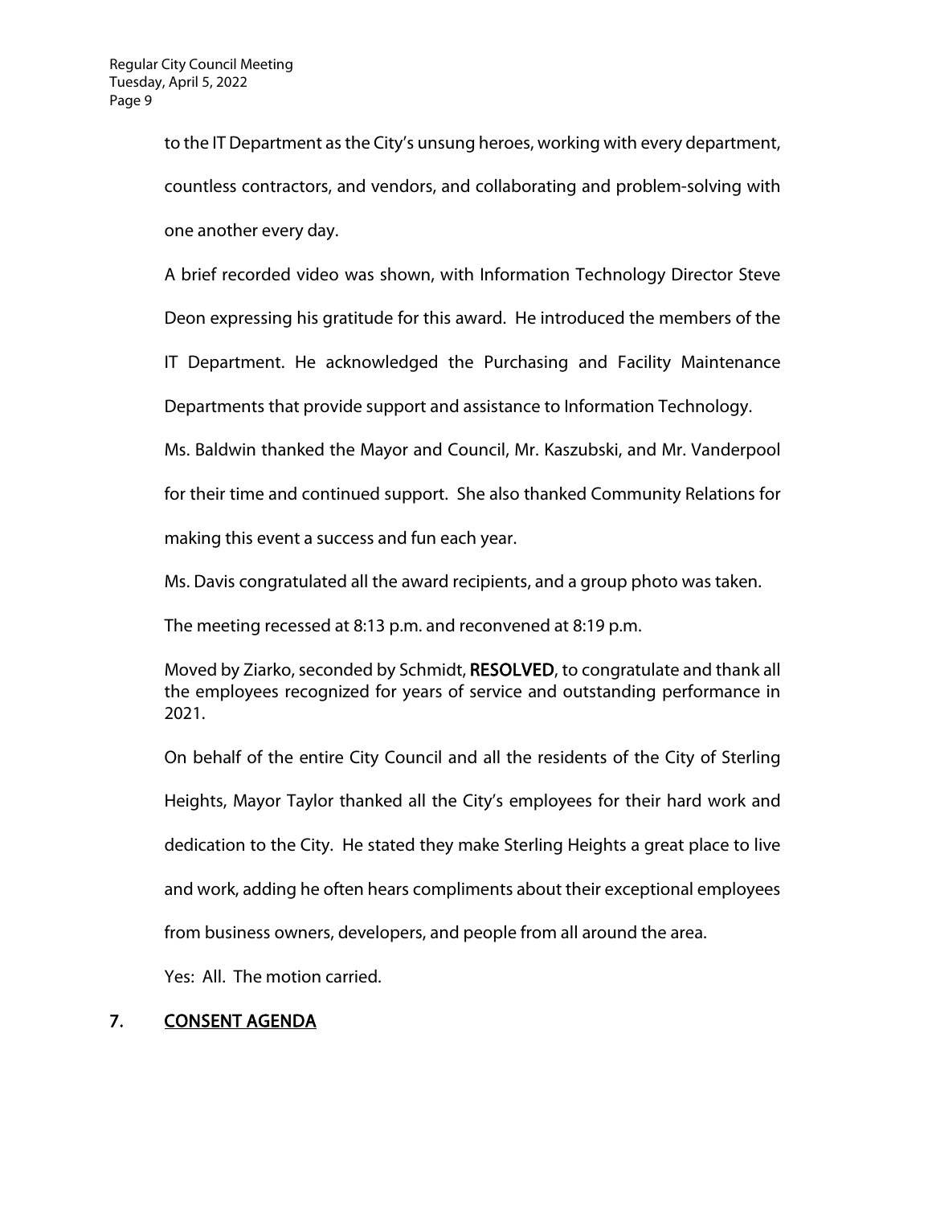to the IT Department as the City's unsung heroes, working with every department, countless contractors, and vendors, and collaborating and problem-solving with one another every day.

A brief recorded video was shown, with Information Technology Director Steve Deon expressing his gratitude for this award. He introduced the members of the IT Department. He acknowledged the Purchasing and Facility Maintenance Departments that provide support and assistance to Information Technology.

Ms. Baldwin thanked the Mayor and Council, Mr. Kaszubski, and Mr. Vanderpool for their time and continued support. She also thanked Community Relations for making this event a success and fun each year.

Ms. Davis congratulated all the award recipients, and a group photo was taken.

The meeting recessed at 8:13 p.m. and reconvened at 8:19 p.m.

Moved by Ziarko, seconded by Schmidt, **RESOLVED**, to congratulate and thank all the employees recognized for years of service and outstanding performance in 2021.

On behalf of the entire City Council and all the residents of the City of Sterling Heights, Mayor Taylor thanked all the City's employees for their hard work and dedication to the City. He stated they make Sterling Heights a great place to live and work, adding he often hears compliments about their exceptional employees from business owners, developers, and people from all around the area.

Yes: All. The motion carried.

## 7. CONSENT AGENDA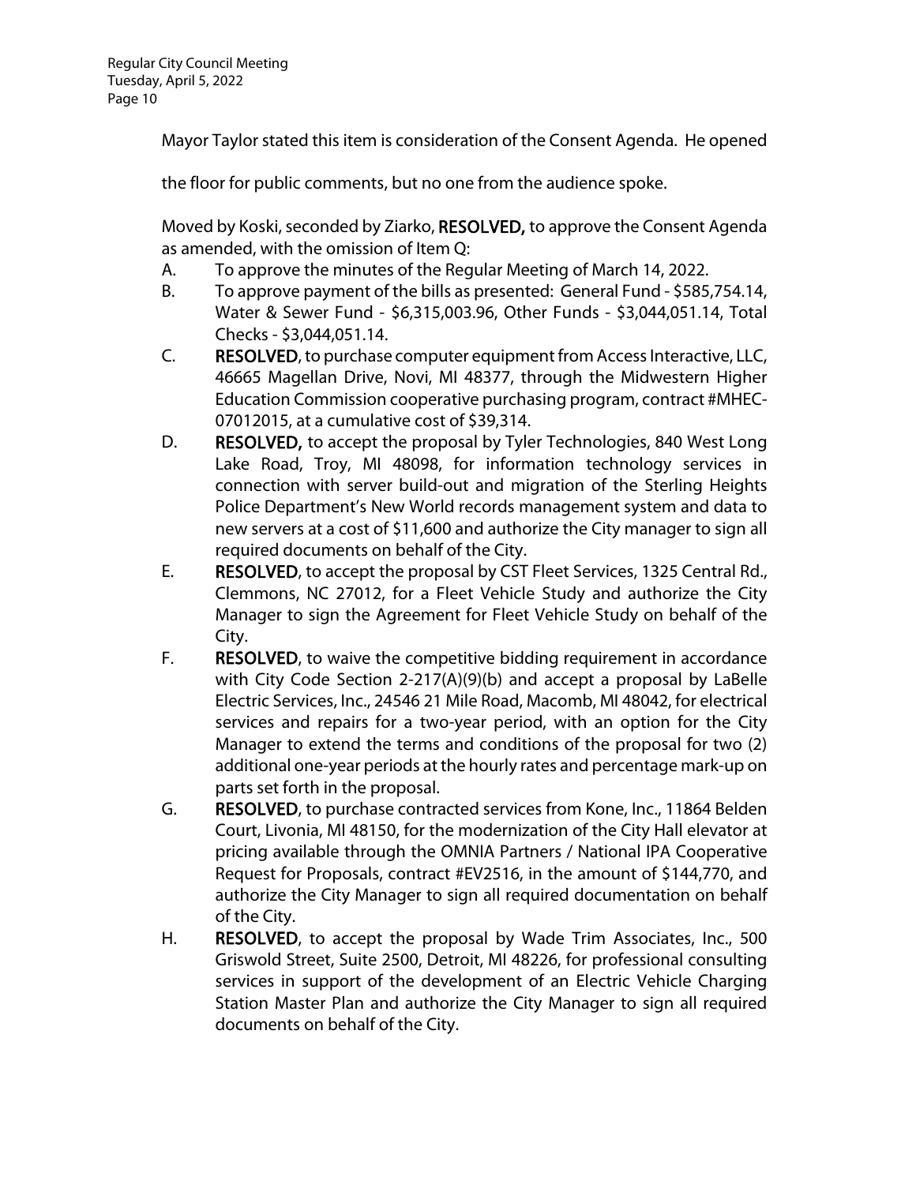Mayor Taylor stated this item is consideration of the Consent Agenda. He opened the floor for public comments, but no one from the audience spoke.

Moved by Koski, seconded by Ziarko, **RESOLVED,** to approve the Consent Agenda as amended, with the omission of Item Q:

A. To approve the minutes of the Regular Meeting of March 14, 2022.

B. To approve payment of the bills as presented: General Fund - $585,754.14, Water & Sewer Fund - $6,315,003.96, Other Funds - $3,044,051.14, Total Checks - $3,044,051.14.

C. **RESOLVED**, to purchase computer equipment from Access Interactive, LLC, 46665 Magellan Drive, Novi, MI 48377, through the Midwestern Higher Education Commission cooperative purchasing program, contract #MHEC-07012015, at a cumulative cost of $39,314.

D. **RESOLVED,** to accept the proposal by Tyler Technologies, 840 West Long Lake Road, Troy, MI 48098, for information technology services in connection with server build-out and migration of the Sterling Heights Police Department's New World records management system and data to new servers at a cost of $11,600 and authorize the City manager to sign all required documents on behalf of the City.

E. **RESOLVED**, to accept the proposal by CST Fleet Services, 1325 Central Rd., Clemmons, NC 27012, for a Fleet Vehicle Study and authorize the City Manager to sign the Agreement for Fleet Vehicle Study on behalf of the City.

F. **RESOLVED**, to waive the competitive bidding requirement in accordance with City Code Section 2-217(A)(9)(b) and accept a proposal by LaBelle Electric Services, Inc., 24546 21 Mile Road, Macomb, MI 48042, for electrical services and repairs for a two-year period, with an option for the City Manager to extend the terms and conditions of the proposal for two (2) additional one-year periods at the hourly rates and percentage mark-up on parts set forth in the proposal.

G. **RESOLVED**, to purchase contracted services from Kone, Inc., 11864 Belden Court, Livonia, MI 48150, for the modernization of the City Hall elevator at pricing available through the OMNIA Partners / National IPA Cooperative Request for Proposals, contract #EV2516, in the amount of $144,770, and authorize the City Manager to sign all required documentation on behalf of the City.

H. **RESOLVED**, to accept the proposal by Wade Trim Associates, Inc., 500 Griswold Street, Suite 2500, Detroit, MI 48226, for professional consulting services in support of the development of an Electric Vehicle Charging Station Master Plan and authorize the City Manager to sign all required documents on behalf of the City.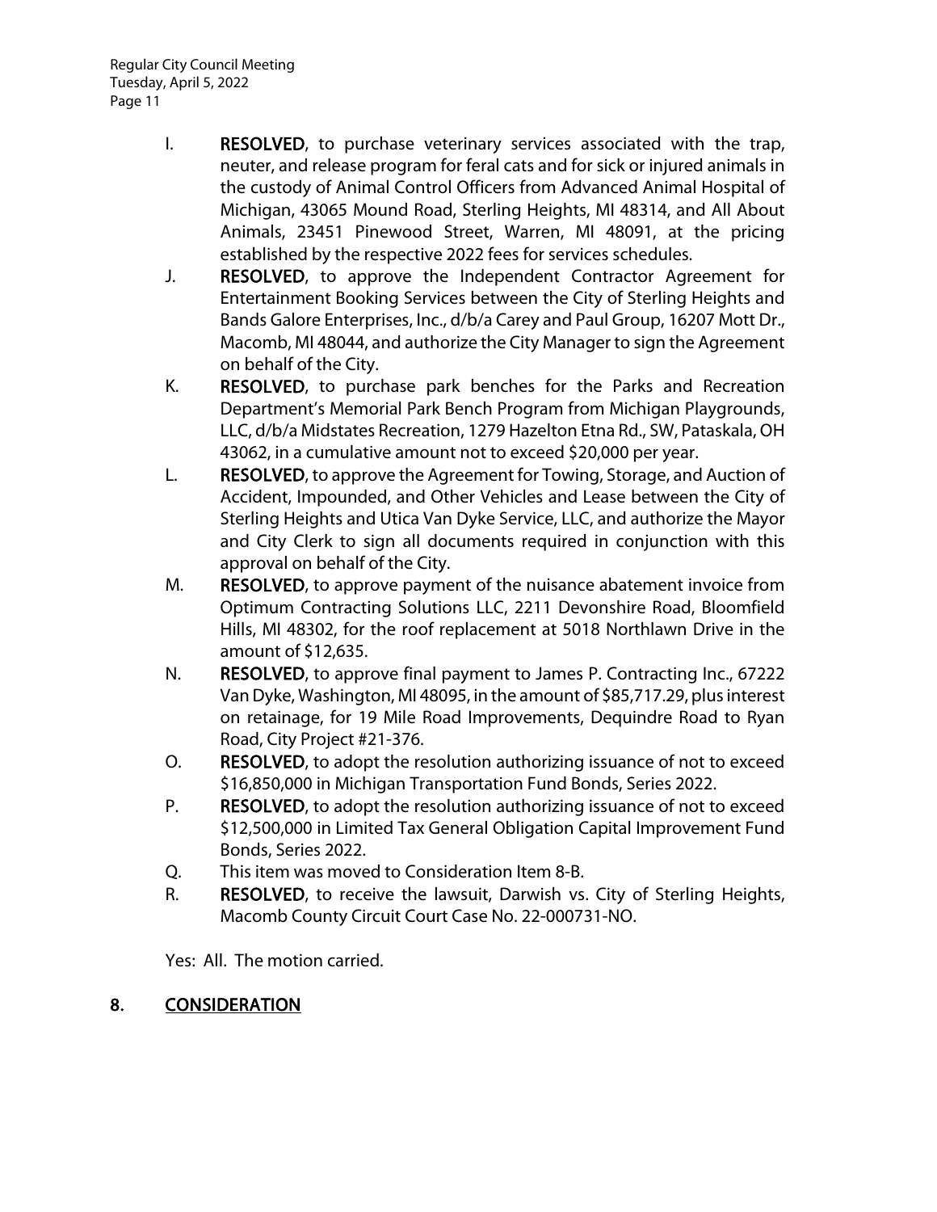I. **RESOLVED**, to purchase veterinary services associated with the trap, neuter, and release program for feral cats and for sick or injured animals in the custody of Animal Control Officers from Advanced Animal Hospital of Michigan, 43065 Mound Road, Sterling Heights, MI 48314, and All About Animals, 23451 Pinewood Street, Warren, MI 48091, at the pricing established by the respective 2022 fees for services schedules.

J. **RESOLVED**, to approve the Independent Contractor Agreement for Entertainment Booking Services between the City of Sterling Heights and Bands Galore Enterprises, Inc., d/b/a Carey and Paul Group, 16207 Mott Dr., Macomb, MI 48044, and authorize the City Manager to sign the Agreement on behalf of the City.

K. **RESOLVED**, to purchase park benches for the Parks and Recreation Department's Memorial Park Bench Program from Michigan Playgrounds, LLC, d/b/a Midstates Recreation, 1279 Hazelton Etna Rd., SW, Pataskala, OH 43062, in a cumulative amount not to exceed $20,000 per year.

L. **RESOLVED**, to approve the Agreement for Towing, Storage, and Auction of Accident, Impounded, and Other Vehicles and Lease between the City of Sterling Heights and Utica Van Dyke Service, LLC, and authorize the Mayor and City Clerk to sign all documents required in conjunction with this approval on behalf of the City.

M. **RESOLVED**, to approve payment of the nuisance abatement invoice from Optimum Contracting Solutions LLC, 2211 Devonshire Road, Bloomfield Hills, MI 48302, for the roof replacement at 5018 Northlawn Drive in the amount of $12,635.

N. **RESOLVED**, to approve final payment to James P. Contracting Inc., 67222 Van Dyke, Washington, MI 48095, in the amount of $85,717.29, plus interest on retainage, for 19 Mile Road Improvements, Dequindre Road to Ryan Road, City Project #21-376.

O. **RESOLVED**, to adopt the resolution authorizing issuance of not to exceed $16,850,000 in Michigan Transportation Fund Bonds, Series 2022.

P. **RESOLVED**, to adopt the resolution authorizing issuance of not to exceed $12,500,000 in Limited Tax General Obligation Capital Improvement Fund Bonds, Series 2022.

Q. This item was moved to Consideration Item 8-B.

R. **RESOLVED**, to receive the lawsuit, Darwish vs. City of Sterling Heights, Macomb County Circuit Court Case No. 22-000731-NO.

Yes: All. The motion carried.

## 8. CONSIDERATION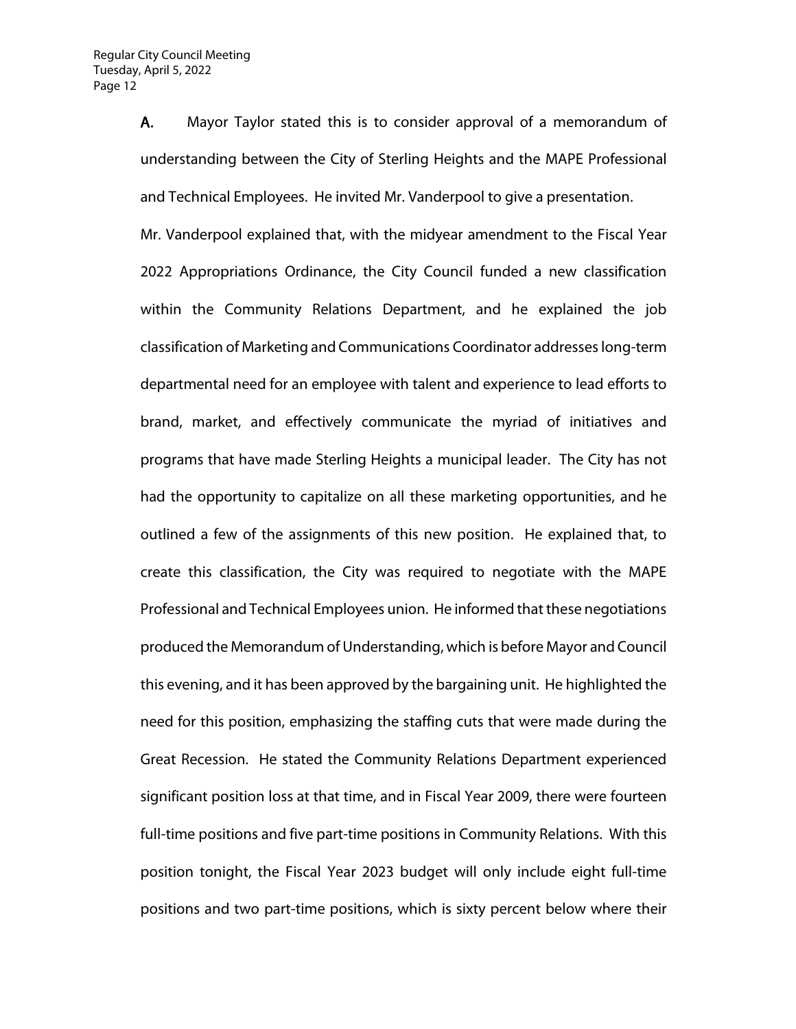**A.** Mayor Taylor stated this is to consider approval of a memorandum of understanding between the City of Sterling Heights and the MAPE Professional and Technical Employees. He invited Mr. Vanderpool to give a presentation.

Mr. Vanderpool explained that, with the midyear amendment to the Fiscal Year 2022 Appropriations Ordinance, the City Council funded a new classification within the Community Relations Department, and he explained the job classification of Marketing and Communications Coordinator addresses long-term departmental need for an employee with talent and experience to lead efforts to brand, market, and effectively communicate the myriad of initiatives and programs that have made Sterling Heights a municipal leader. The City has not had the opportunity to capitalize on all these marketing opportunities, and he outlined a few of the assignments of this new position. He explained that, to create this classification, the City was required to negotiate with the MAPE Professional and Technical Employees union. He informed that these negotiations produced the Memorandum of Understanding, which is before Mayor and Council this evening, and it has been approved by the bargaining unit. He highlighted the need for this position, emphasizing the staffing cuts that were made during the Great Recession. He stated the Community Relations Department experienced significant position loss at that time, and in Fiscal Year 2009, there were fourteen full-time positions and five part-time positions in Community Relations. With this position tonight, the Fiscal Year 2023 budget will only include eight full-time positions and two part-time positions, which is sixty percent below where their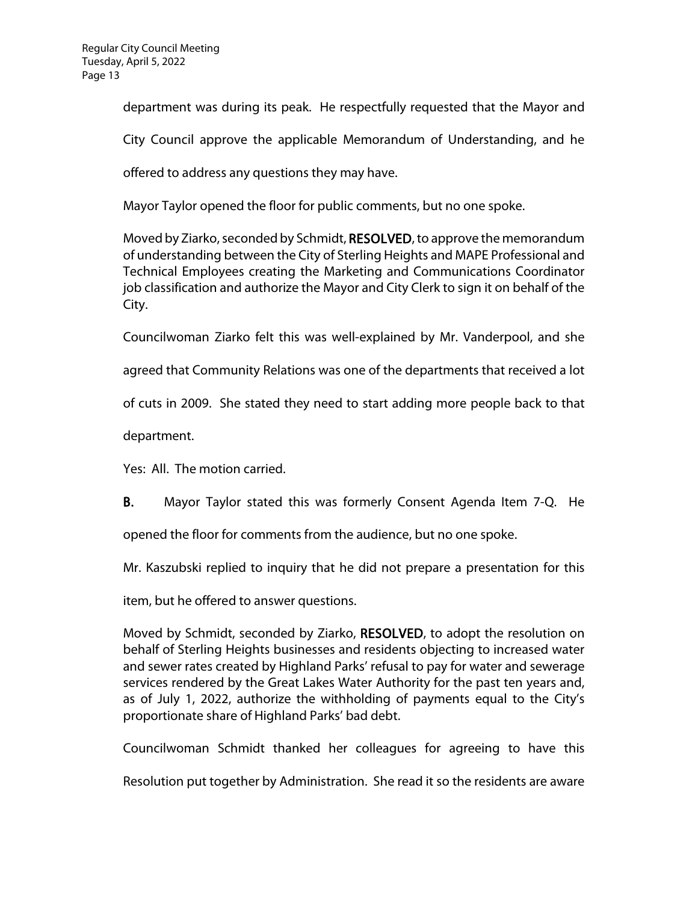department was during its peak. He respectfully requested that the Mayor and City Council approve the applicable Memorandum of Understanding, and he offered to address any questions they may have.

Mayor Taylor opened the floor for public comments, but no one spoke.

Moved by Ziarko, seconded by Schmidt, **RESOLVED**, to approve the memorandum of understanding between the City of Sterling Heights and MAPE Professional and Technical Employees creating the Marketing and Communications Coordinator job classification and authorize the Mayor and City Clerk to sign it on behalf of the City.

Councilwoman Ziarko felt this was well-explained by Mr. Vanderpool, and she agreed that Community Relations was one of the departments that received a lot of cuts in 2009. She stated they need to start adding more people back to that department.

Yes: All. The motion carried.

**B.** Mayor Taylor stated this was formerly Consent Agenda Item 7-Q. He opened the floor for comments from the audience, but no one spoke.

Mr. Kaszubski replied to inquiry that he did not prepare a presentation for this item, but he offered to answer questions.

Moved by Schmidt, seconded by Ziarko, **RESOLVED**, to adopt the resolution on behalf of Sterling Heights businesses and residents objecting to increased water and sewer rates created by Highland Parks' refusal to pay for water and sewerage services rendered by the Great Lakes Water Authority for the past ten years and, as of July 1, 2022, authorize the withholding of payments equal to the City's proportionate share of Highland Parks' bad debt.

Councilwoman Schmidt thanked her colleagues for agreeing to have this Resolution put together by Administration. She read it so the residents are aware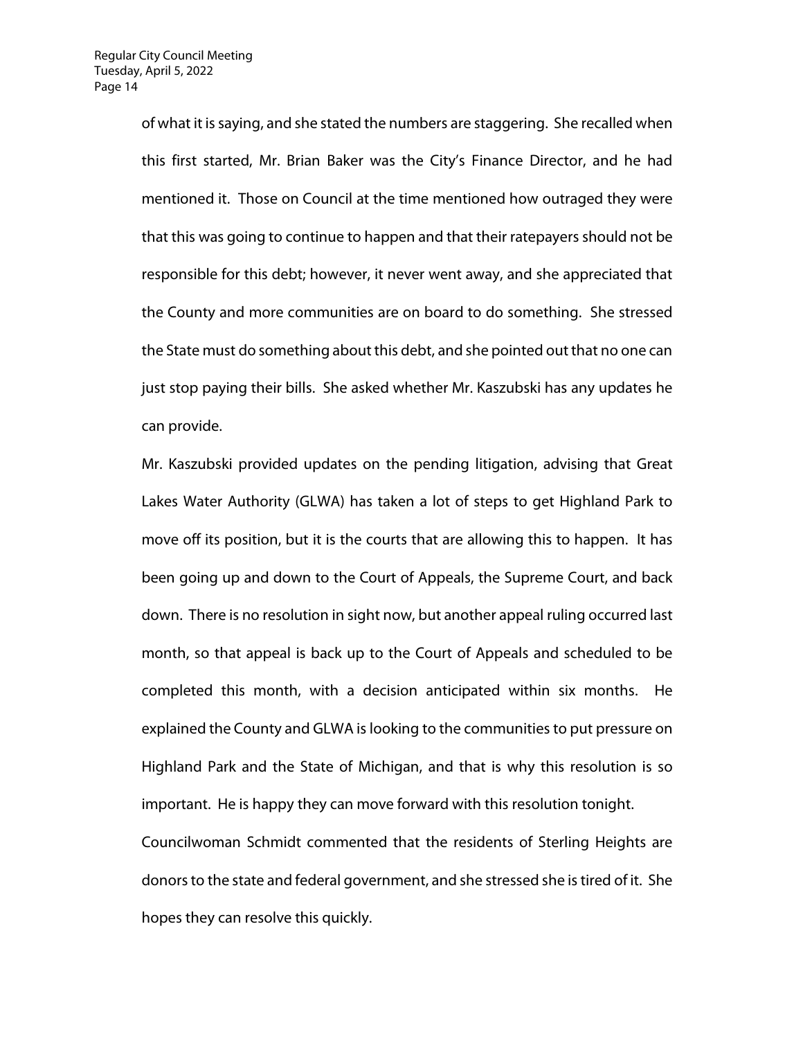of what it is saying, and she stated the numbers are staggering. She recalled when this first started, Mr. Brian Baker was the City's Finance Director, and he had mentioned it. Those on Council at the time mentioned how outraged they were that this was going to continue to happen and that their ratepayers should not be responsible for this debt; however, it never went away, and she appreciated that the County and more communities are on board to do something. She stressed the State must do something about this debt, and she pointed out that no one can just stop paying their bills. She asked whether Mr. Kaszubski has any updates he can provide.

Mr. Kaszubski provided updates on the pending litigation, advising that Great Lakes Water Authority (GLWA) has taken a lot of steps to get Highland Park to move off its position, but it is the courts that are allowing this to happen. It has been going up and down to the Court of Appeals, the Supreme Court, and back down. There is no resolution in sight now, but another appeal ruling occurred last month, so that appeal is back up to the Court of Appeals and scheduled to be completed this month, with a decision anticipated within six months. He explained the County and GLWA is looking to the communities to put pressure on Highland Park and the State of Michigan, and that is why this resolution is so important. He is happy they can move forward with this resolution tonight.

Councilwoman Schmidt commented that the residents of Sterling Heights are donors to the state and federal government, and she stressed she is tired of it. She hopes they can resolve this quickly.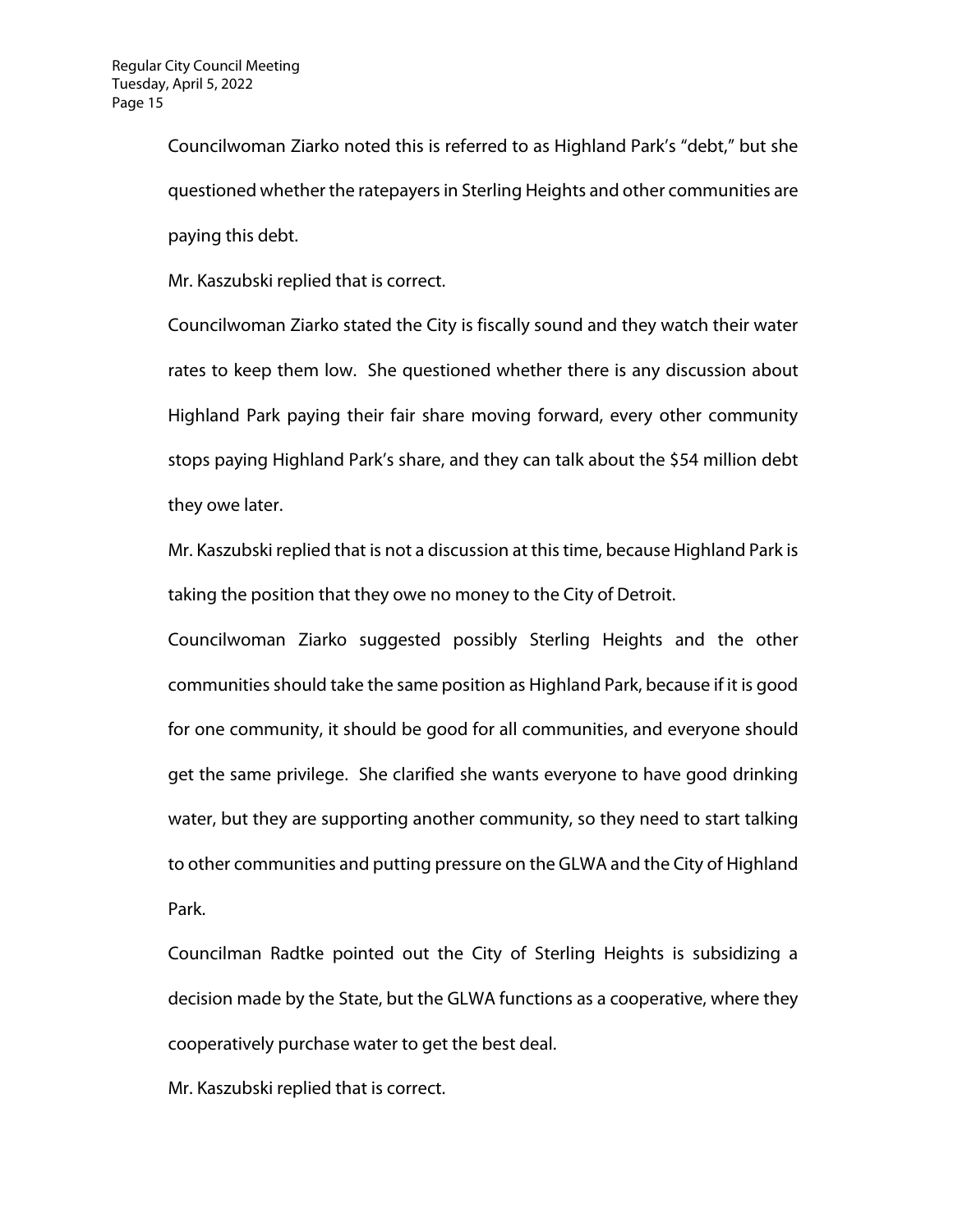Councilwoman Ziarko noted this is referred to as Highland Park's "debt," but she questioned whether the ratepayers in Sterling Heights and other communities are paying this debt.

Mr. Kaszubski replied that is correct.

Councilwoman Ziarko stated the City is fiscally sound and they watch their water rates to keep them low. She questioned whether there is any discussion about Highland Park paying their fair share moving forward, every other community stops paying Highland Park's share, and they can talk about the $54 million debt they owe later.

Mr. Kaszubski replied that is not a discussion at this time, because Highland Park is taking the position that they owe no money to the City of Detroit.

Councilwoman Ziarko suggested possibly Sterling Heights and the other communities should take the same position as Highland Park, because if it is good for one community, it should be good for all communities, and everyone should get the same privilege. She clarified she wants everyone to have good drinking water, but they are supporting another community, so they need to start talking to other communities and putting pressure on the GLWA and the City of Highland Park.

Councilman Radtke pointed out the City of Sterling Heights is subsidizing a decision made by the State, but the GLWA functions as a cooperative, where they cooperatively purchase water to get the best deal.

Mr. Kaszubski replied that is correct.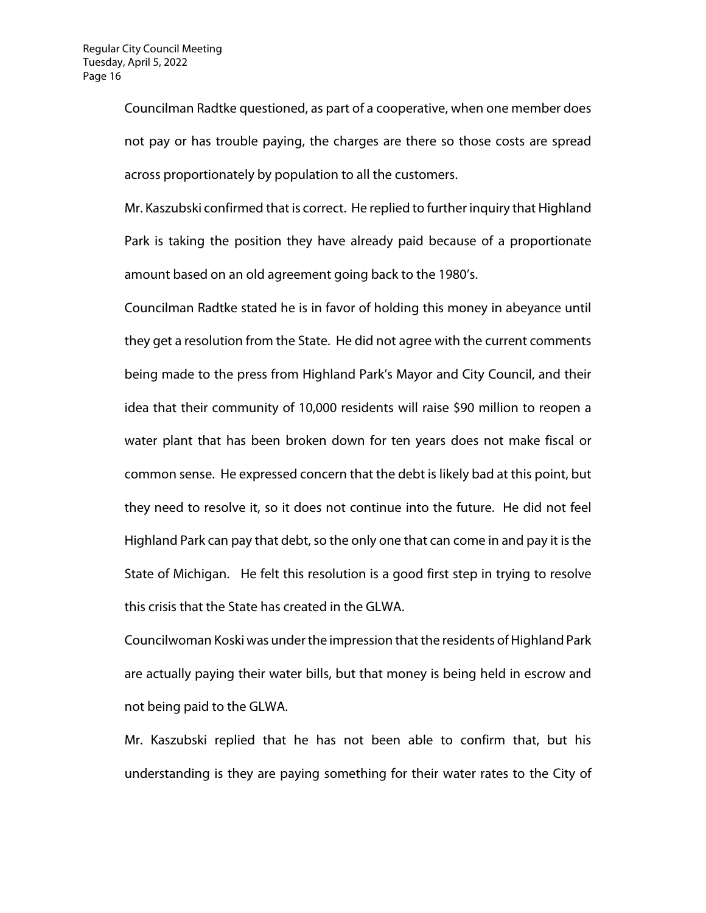Councilman Radtke questioned, as part of a cooperative, when one member does not pay or has trouble paying, the charges are there so those costs are spread across proportionately by population to all the customers.

Mr. Kaszubski confirmed that is correct. He replied to further inquiry that Highland Park is taking the position they have already paid because of a proportionate amount based on an old agreement going back to the 1980's.

Councilman Radtke stated he is in favor of holding this money in abeyance until they get a resolution from the State. He did not agree with the current comments being made to the press from Highland Park's Mayor and City Council, and their idea that their community of 10,000 residents will raise $90 million to reopen a water plant that has been broken down for ten years does not make fiscal or common sense. He expressed concern that the debt is likely bad at this point, but they need to resolve it, so it does not continue into the future. He did not feel Highland Park can pay that debt, so the only one that can come in and pay it is the State of Michigan. He felt this resolution is a good first step in trying to resolve this crisis that the State has created in the GLWA.

Councilwoman Koski was under the impression that the residents of Highland Park are actually paying their water bills, but that money is being held in escrow and not being paid to the GLWA.

Mr. Kaszubski replied that he has not been able to confirm that, but his understanding is they are paying something for their water rates to the City of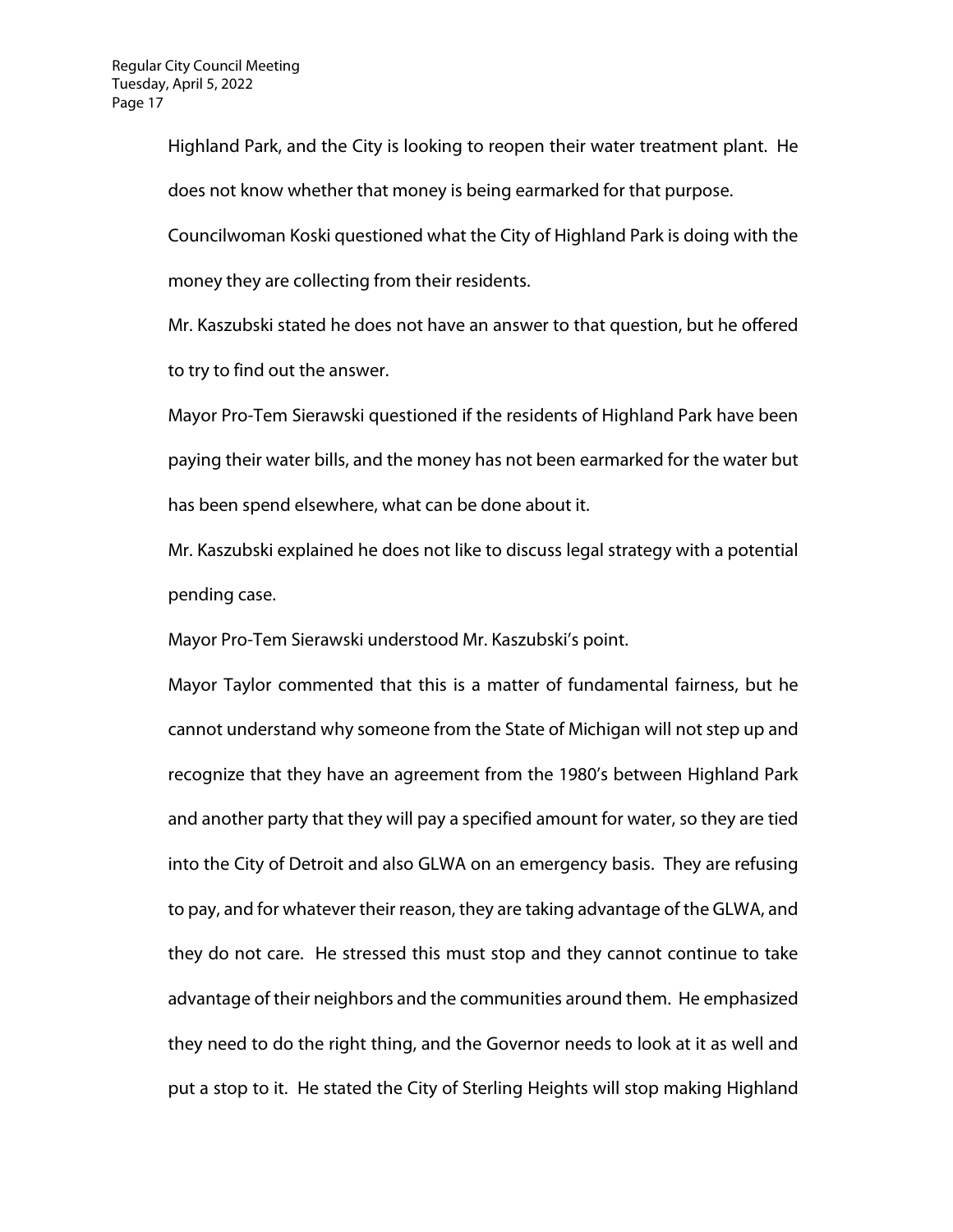Highland Park, and the City is looking to reopen their water treatment plant. He does not know whether that money is being earmarked for that purpose.

Councilwoman Koski questioned what the City of Highland Park is doing with the money they are collecting from their residents.

Mr. Kaszubski stated he does not have an answer to that question, but he offered to try to find out the answer.

Mayor Pro-Tem Sierawski questioned if the residents of Highland Park have been paying their water bills, and the money has not been earmarked for the water but has been spend elsewhere, what can be done about it.

Mr. Kaszubski explained he does not like to discuss legal strategy with a potential pending case.

Mayor Pro-Tem Sierawski understood Mr. Kaszubski's point.

Mayor Taylor commented that this is a matter of fundamental fairness, but he cannot understand why someone from the State of Michigan will not step up and recognize that they have an agreement from the 1980's between Highland Park and another party that they will pay a specified amount for water, so they are tied into the City of Detroit and also GLWA on an emergency basis. They are refusing to pay, and for whatever their reason, they are taking advantage of the GLWA, and they do not care. He stressed this must stop and they cannot continue to take advantage of their neighbors and the communities around them. He emphasized they need to do the right thing, and the Governor needs to look at it as well and put a stop to it. He stated the City of Sterling Heights will stop making Highland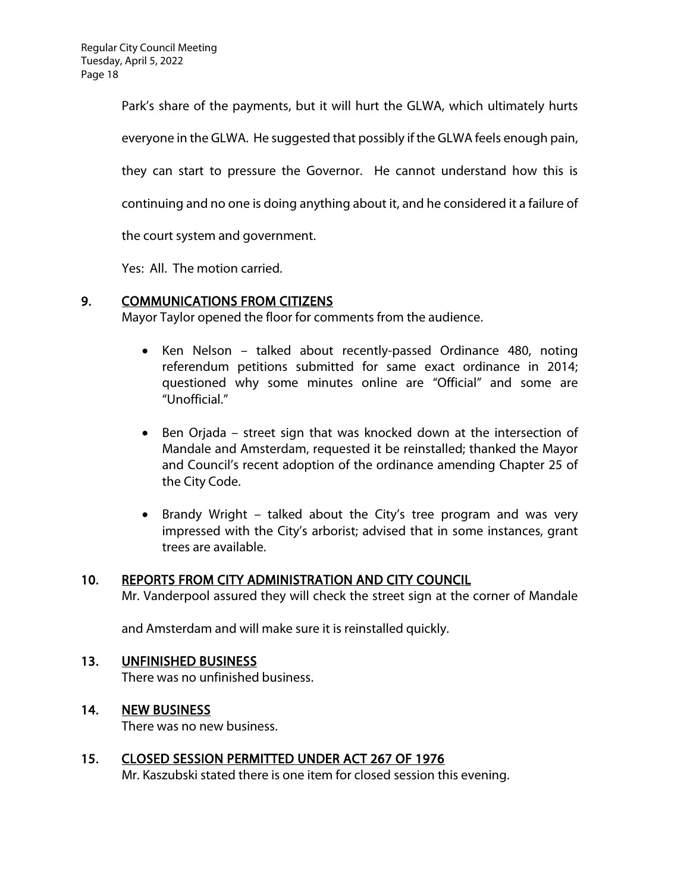Park's share of the payments, but it will hurt the GLWA, which ultimately hurts everyone in the GLWA. He suggested that possibly if the GLWA feels enough pain, they can start to pressure the Governor. He cannot understand how this is continuing and no one is doing anything about it, and he considered it a failure of the court system and government.

Yes: All. The motion carried.

## 9. COMMUNICATIONS FROM CITIZENS

Mayor Taylor opened the floor for comments from the audience.

- Ken Nelson – talked about recently-passed Ordinance 480, noting referendum petitions submitted for same exact ordinance in 2014; questioned why some minutes online are "Official" and some are "Unofficial."
- Ben Orjada – street sign that was knocked down at the intersection of Mandale and Amsterdam, requested it be reinstalled; thanked the Mayor and Council's recent adoption of the ordinance amending Chapter 25 of the City Code.
- Brandy Wright – talked about the City's tree program and was very impressed with the City's arborist; advised that in some instances, grant trees are available.

## 10. REPORTS FROM CITY ADMINISTRATION AND CITY COUNCIL

Mr. Vanderpool assured they will check the street sign at the corner of Mandale and Amsterdam and will make sure it is reinstalled quickly.

## 13. UNFINISHED BUSINESS

There was no unfinished business.

## 14. NEW BUSINESS

There was no new business.

## 15. CLOSED SESSION PERMITTED UNDER ACT 267 OF 1976

Mr. Kaszubski stated there is one item for closed session this evening.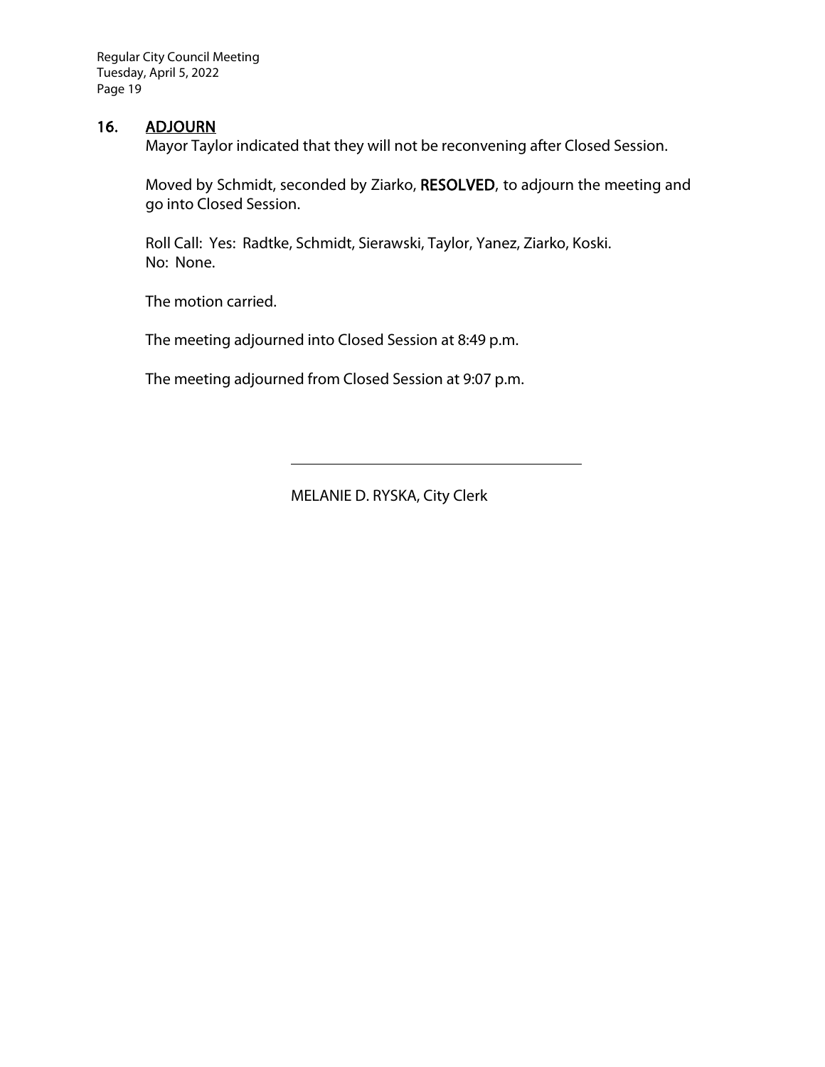## 16. ADJOURN

Mayor Taylor indicated that they will not be reconvening after Closed Session.

Moved by Schmidt, seconded by Ziarko, **RESOLVED**, to adjourn the meeting and go into Closed Session.

Roll Call: Yes: Radtke, Schmidt, Sierawski, Taylor, Yanez, Ziarko, Koski.
No: None.

The motion carried.

The meeting adjourned into Closed Session at 8:49 p.m.

The meeting adjourned from Closed Session at 9:07 p.m.

MELANIE D. RYSKA, City Clerk